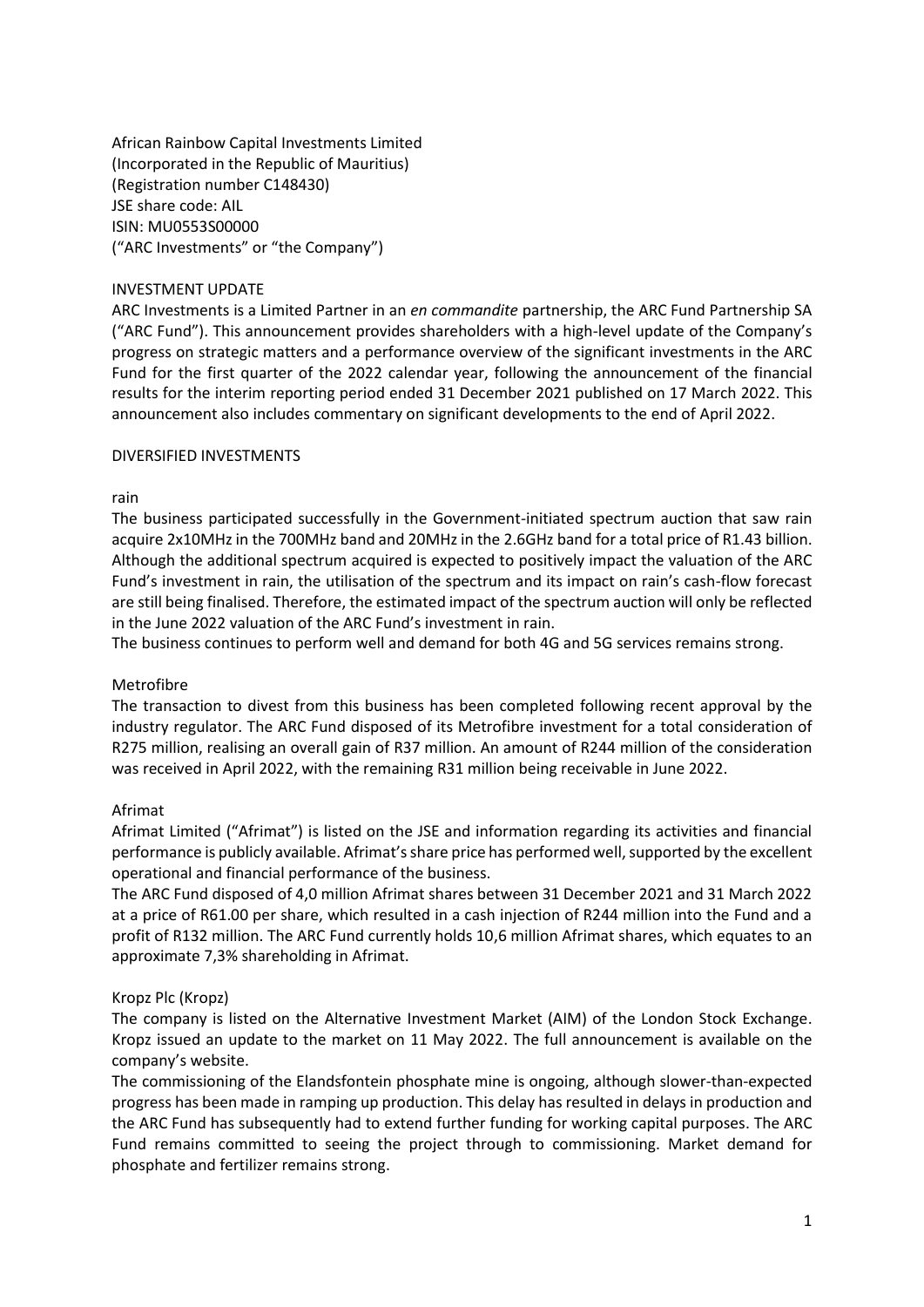African Rainbow Capital Investments Limited
(Incorporated in the Republic of Mauritius)
(Registration number C148430)
JSE share code: AIL
ISIN: MU0553S00000
("ARC Investments" or "the Company")

## INVESTMENT UPDATE

ARC Investments is a Limited Partner in an *en commandite* partnership, the ARC Fund Partnership SA ("ARC Fund"). This announcement provides shareholders with a high-level update of the Company's progress on strategic matters and a performance overview of the significant investments in the ARC Fund for the first quarter of the 2022 calendar year, following the announcement of the financial results for the interim reporting period ended 31 December 2021 published on 17 March 2022. This announcement also includes commentary on significant developments to the end of April 2022.

## DIVERSIFIED INVESTMENTS

### rain

The business participated successfully in the Government-initiated spectrum auction that saw rain acquire 2x10MHz in the 700MHz band and 20MHz in the 2.6GHz band for a total price of R1.43 billion. Although the additional spectrum acquired is expected to positively impact the valuation of the ARC Fund's investment in rain, the utilisation of the spectrum and its impact on rain's cash-flow forecast are still being finalised. Therefore, the estimated impact of the spectrum auction will only be reflected in the June 2022 valuation of the ARC Fund's investment in rain.

The business continues to perform well and demand for both 4G and 5G services remains strong.

### Metrofibre

The transaction to divest from this business has been completed following recent approval by the industry regulator. The ARC Fund disposed of its Metrofibre investment for a total consideration of R275 million, realising an overall gain of R37 million. An amount of R244 million of the consideration was received in April 2022, with the remaining R31 million being receivable in June 2022.

### Afrimat

Afrimat Limited ("Afrimat") is listed on the JSE and information regarding its activities and financial performance is publicly available. Afrimat's share price has performed well, supported by the excellent operational and financial performance of the business.

The ARC Fund disposed of 4,0 million Afrimat shares between 31 December 2021 and 31 March 2022 at a price of R61.00 per share, which resulted in a cash injection of R244 million into the Fund and a profit of R132 million. The ARC Fund currently holds 10,6 million Afrimat shares, which equates to an approximate 7,3% shareholding in Afrimat.

### Kropz Plc (Kropz)

The company is listed on the Alternative Investment Market (AIM) of the London Stock Exchange. Kropz issued an update to the market on 11 May 2022. The full announcement is available on the company's website.

The commissioning of the Elandsfontein phosphate mine is ongoing, although slower-than-expected progress has been made in ramping up production. This delay has resulted in delays in production and the ARC Fund has subsequently had to extend further funding for working capital purposes. The ARC Fund remains committed to seeing the project through to commissioning. Market demand for phosphate and fertilizer remains strong.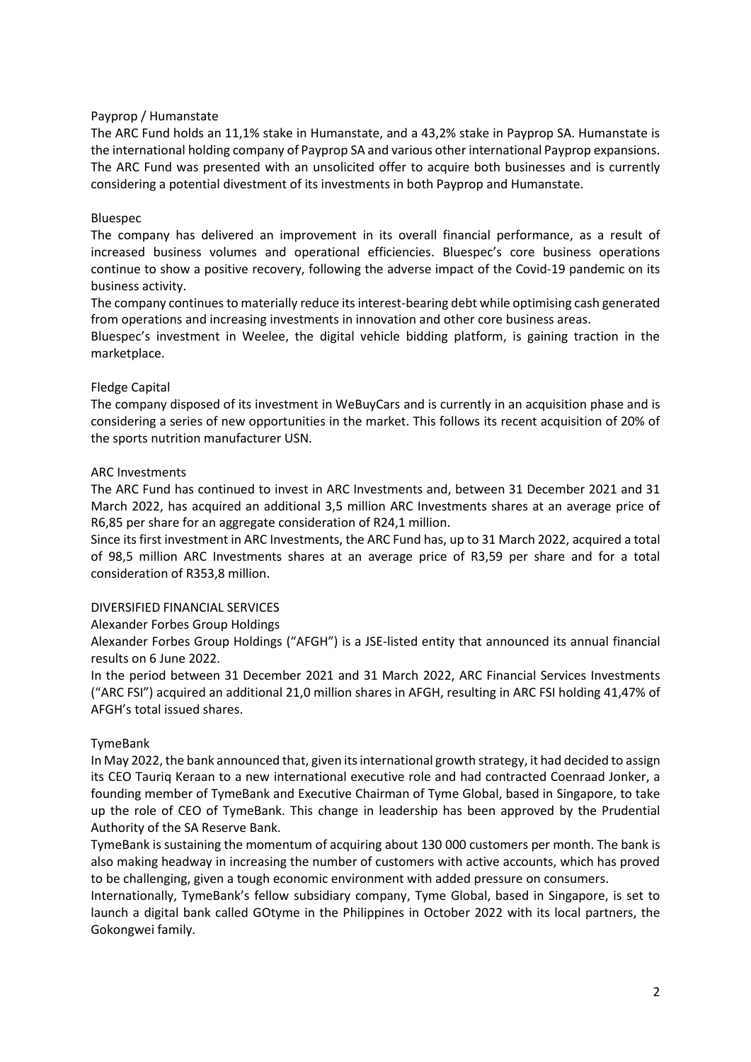### Payprop / Humanstate

The ARC Fund holds an 11,1% stake in Humanstate, and a 43,2% stake in Payprop SA. Humanstate is the international holding company of Payprop SA and various other international Payprop expansions. The ARC Fund was presented with an unsolicited offer to acquire both businesses and is currently considering a potential divestment of its investments in both Payprop and Humanstate.

### Bluespec

The company has delivered an improvement in its overall financial performance, as a result of increased business volumes and operational efficiencies. Bluespec's core business operations continue to show a positive recovery, following the adverse impact of the Covid-19 pandemic on its business activity.

The company continues to materially reduce its interest-bearing debt while optimising cash generated from operations and increasing investments in innovation and other core business areas.

Bluespec's investment in Weelee, the digital vehicle bidding platform, is gaining traction in the marketplace.

### Fledge Capital

The company disposed of its investment in WeBuyCars and is currently in an acquisition phase and is considering a series of new opportunities in the market. This follows its recent acquisition of 20% of the sports nutrition manufacturer USN.

### ARC Investments

The ARC Fund has continued to invest in ARC Investments and, between 31 December 2021 and 31 March 2022, has acquired an additional 3,5 million ARC Investments shares at an average price of R6,85 per share for an aggregate consideration of R24,1 million.

Since its first investment in ARC Investments, the ARC Fund has, up to 31 March 2022, acquired a total of 98,5 million ARC Investments shares at an average price of R3,59 per share and for a total consideration of R353,8 million.

## DIVERSIFIED FINANCIAL SERVICES

### Alexander Forbes Group Holdings

Alexander Forbes Group Holdings ("AFGH") is a JSE-listed entity that announced its annual financial results on 6 June 2022.

In the period between 31 December 2021 and 31 March 2022, ARC Financial Services Investments ("ARC FSI") acquired an additional 21,0 million shares in AFGH, resulting in ARC FSI holding 41,47% of AFGH's total issued shares.

### TymeBank

In May 2022, the bank announced that, given its international growth strategy, it had decided to assign its CEO Tauriq Keraan to a new international executive role and had contracted Coenraad Jonker, a founding member of TymeBank and Executive Chairman of Tyme Global, based in Singapore, to take up the role of CEO of TymeBank. This change in leadership has been approved by the Prudential Authority of the SA Reserve Bank.

TymeBank is sustaining the momentum of acquiring about 130 000 customers per month. The bank is also making headway in increasing the number of customers with active accounts, which has proved to be challenging, given a tough economic environment with added pressure on consumers.

Internationally, TymeBank's fellow subsidiary company, Tyme Global, based in Singapore, is set to launch a digital bank called GOtyme in the Philippines in October 2022 with its local partners, the Gokongwei family.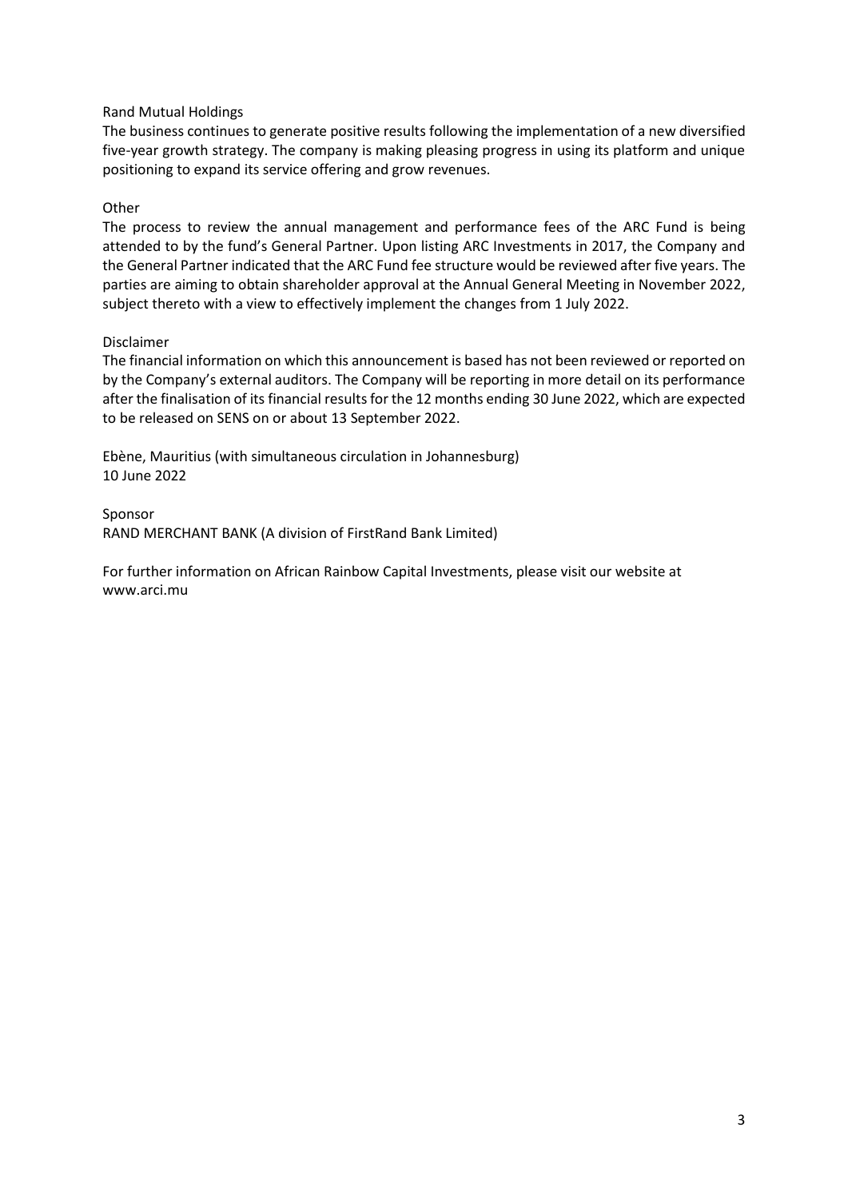### Rand Mutual Holdings

The business continues to generate positive results following the implementation of a new diversified five-year growth strategy. The company is making pleasing progress in using its platform and unique positioning to expand its service offering and grow revenues.

### Other

The process to review the annual management and performance fees of the ARC Fund is being attended to by the fund's General Partner. Upon listing ARC Investments in 2017, the Company and the General Partner indicated that the ARC Fund fee structure would be reviewed after five years. The parties are aiming to obtain shareholder approval at the Annual General Meeting in November 2022, subject thereto with a view to effectively implement the changes from 1 July 2022.

### Disclaimer

The financial information on which this announcement is based has not been reviewed or reported on by the Company's external auditors. The Company will be reporting in more detail on its performance after the finalisation of its financial results for the 12 months ending 30 June 2022, which are expected to be released on SENS on or about 13 September 2022.

Ebène, Mauritius (with simultaneous circulation in Johannesburg)
10 June 2022

Sponsor
RAND MERCHANT BANK (A division of FirstRand Bank Limited)

For further information on African Rainbow Capital Investments, please visit our website at www.arci.mu